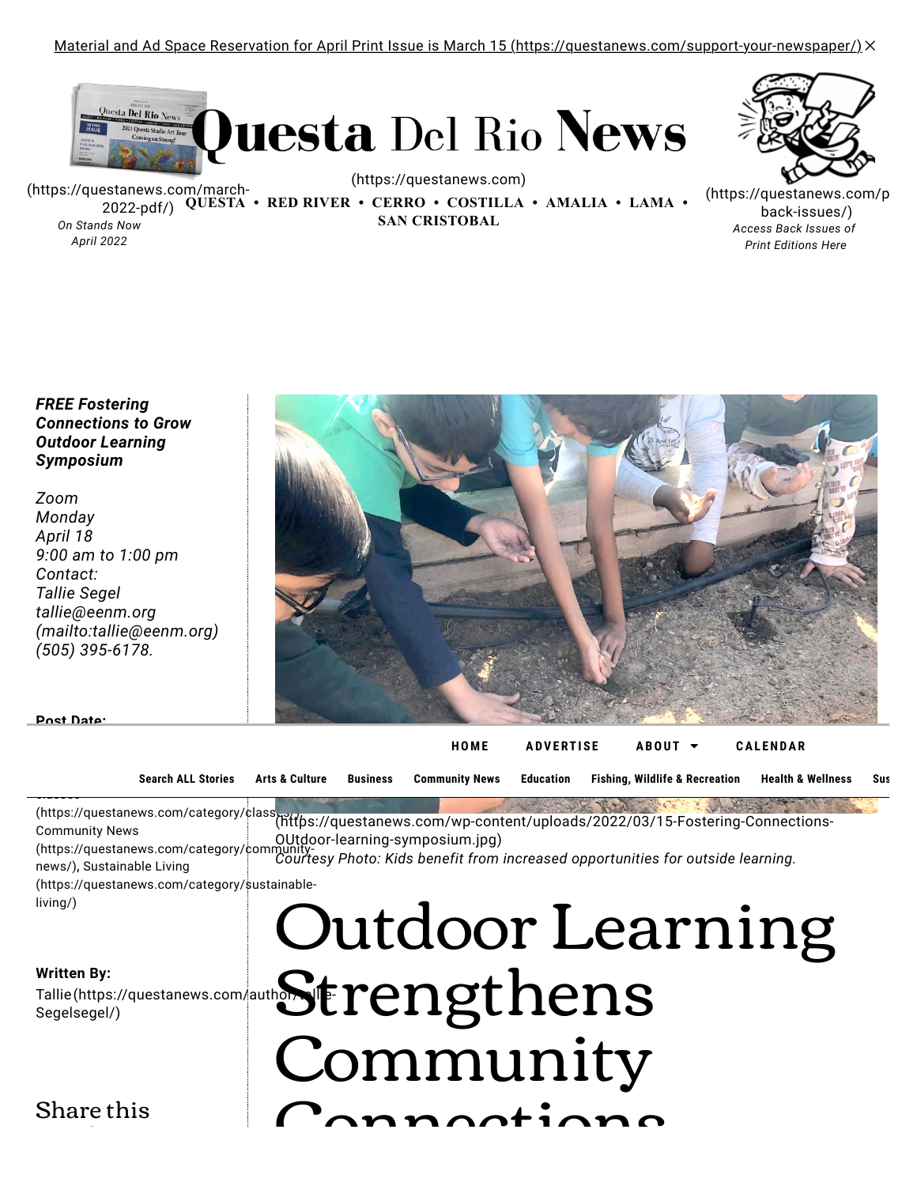Material and Ad Space Reservation for April Print Issue is March 15 (https://questanews.com/support-your-newspaper/)

# Questa Del Rio News

(https://questanews.com)

(https://questanews.com/march-2022-pdf/)
*On Stands Now April 2022*

QUESTA • RED RIVER • CERRO • COSTILLA • AMALIA • LAMA • SAN CRISTOBAL

(https://questanews.com/past-back-issues/)
*Access Back Issues of Print Editions Here*

***FREE Fostering Connections to Grow Outdoor Learning Symposium***

*Zoom*
*Monday*
*April 18*
*9:00 am to 1:00 pm*
*Contact:*
*Tallie Segel*
*tallie@eenm.org (mailto:tallie@eenm.org)*
*(505) 395-6178.*

**Post Date:**

HOME ADVERTISE ABOUT CALENDAR

Search ALL Stories | Arts & Culture | Business | Community News | Education | Fishing, Wildlife & Recreation | Health & Wellness | Sus

Classes (https://questanews.com/category/classes/), Community News (https://questanews.com/category/community-news/), Sustainable Living (https://questanews.com/category/sustainable-living/)

**Written By:**
Tallie (https://questanews.com/author/tallie-Segelsegel/)

Share this

(https://questanews.com/wp-content/uploads/2022/03/15-Fostering-Connections-OUtdoor-learning-symposium.jpg)
*Courtesy Photo: Kids benefit from increased opportunities for outside learning.*

# Outdoor Learning Strengthens Community Connections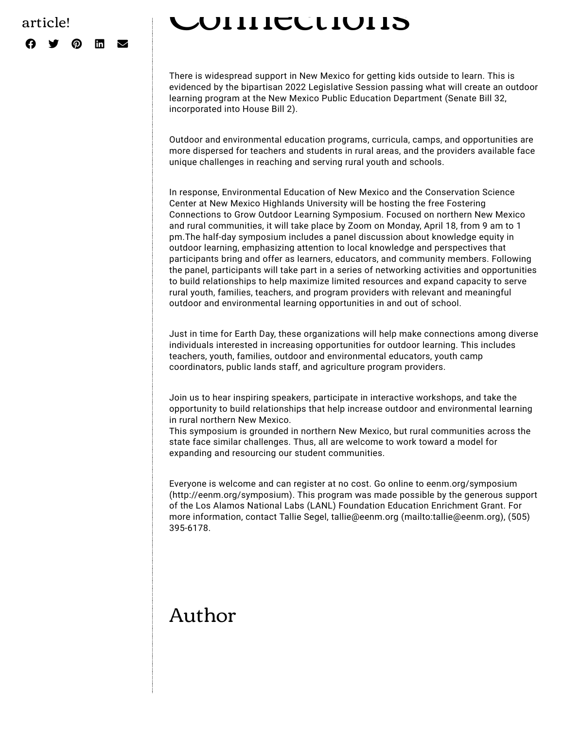article!

# Connections

There is widespread support in New Mexico for getting kids outside to learn. This is evidenced by the bipartisan 2022 Legislative Session passing what will create an outdoor learning program at the New Mexico Public Education Department (Senate Bill 32, incorporated into House Bill 2).

Outdoor and environmental education programs, curricula, camps, and opportunities are more dispersed for teachers and students in rural areas, and the providers available face unique challenges in reaching and serving rural youth and schools.

In response, Environmental Education of New Mexico and the Conservation Science Center at New Mexico Highlands University will be hosting the free Fostering Connections to Grow Outdoor Learning Symposium. Focused on northern New Mexico and rural communities, it will take place by Zoom on Monday, April 18, from 9 am to 1 pm.The half-day symposium includes a panel discussion about knowledge equity in outdoor learning, emphasizing attention to local knowledge and perspectives that participants bring and offer as learners, educators, and community members. Following the panel, participants will take part in a series of networking activities and opportunities to build relationships to help maximize limited resources and expand capacity to serve rural youth, families, teachers, and program providers with relevant and meaningful outdoor and environmental learning opportunities in and out of school.

Just in time for Earth Day, these organizations will help make connections among diverse individuals interested in increasing opportunities for outdoor learning. This includes teachers, youth, families, outdoor and environmental educators, youth camp coordinators, public lands staff, and agriculture program providers.

Join us to hear inspiring speakers, participate in interactive workshops, and take the opportunity to build relationships that help increase outdoor and environmental learning in rural northern New Mexico.
This symposium is grounded in northern New Mexico, but rural communities across the state face similar challenges. Thus, all are welcome to work toward a model for expanding and resourcing our student communities.

Everyone is welcome and can register at no cost. Go online to eenm.org/symposium (http://eenm.org/symposium). This program was made possible by the generous support of the Los Alamos National Labs (LANL) Foundation Education Enrichment Grant. For more information, contact Tallie Segel, tallie@eenm.org (mailto:tallie@eenm.org), (505) 395-6178.

## Author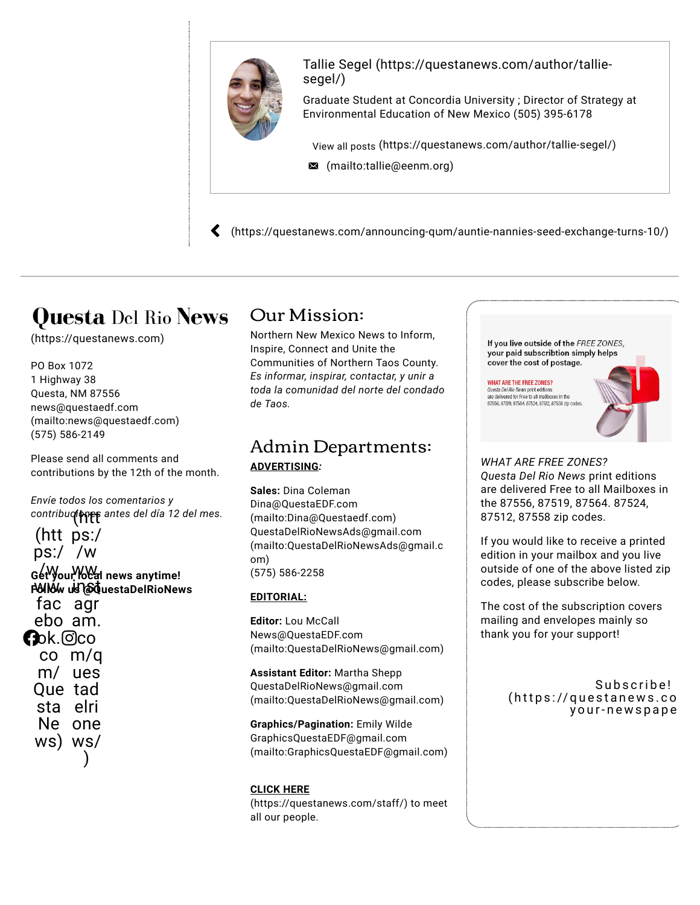Tallie Segel (https://questanews.com/author/tallie-segel/)

Graduate Student at Concordia University ; Director of Strategy at Environmental Education of New Mexico (505) 395-6178

View all posts (https://questanews.com/author/tallie-segel/)

(mailto:tallie@eenm.org)

(https://questanews.com/announcing-qwm/auntie-nannies-seed-exchange-turns-10/)

---

## Questa Del Rio News

(https://questanews.com)

PO Box 1072
1 Highway 38
Questa, NM 87556
news@questaedf.com
(mailto:news@questaedf.com)
(575) 586-2149

Please send all comments and contributions by the 12th of the month.

*Envíe todos los comentarios y contribuciones antes del día 12 del mes.*

**Get your local news anytime!**
**Follow us @QuestaDelRioNews**

(https://www.facebook.com/QuestaNews) (https://www.instagram.com/questadelrionews/)

## Our Mission:

Northern New Mexico News to Inform, Inspire, Connect and Unite the Communities of Northern Taos County. *Es informar, inspirar, contactar, y unir a toda la comunidad del norte del condado de Taos.*

## Admin Departments:

**ADVERTISING:**

**Sales:** Dina Coleman
Dina@QuestaEDF.com
(mailto:Dina@Questaedf.com)
QuestaDelRioNewsAds@gmail.com
(mailto:QuestaDelRioNewsAds@gmail.com)
(575) 586-2258

**EDITORIAL:**

**Editor:** Lou McCall
News@QuestaEDF.com
(mailto:QuestaDelRioNews@gmail.com)

**Assistant Editor:** Martha Shepp
QuestaDelRioNews@gmail.com
(mailto:QuestaDelRioNews@gmail.com)

**Graphics/Pagination:** Emily Wilde
GraphicsQuestaEDF@gmail.com
(mailto:GraphicsQuestaEDF@gmail.com)

**CLICK HERE**
(https://questanews.com/staff/) to meet all our people.

If you live outside of the *FREE ZONES*, your paid subscribtion simply helps cover the cost of postage.

WHAT ARE THE FREE ZONES?
*Questa Del Rio News* print editions are delivered for Free to all mailboxes in the 87556, 87519, 87564, 87524, 87512, 87558 zip codes.

*WHAT ARE FREE ZONES?*
*Questa Del Rio News* print editions are delivered Free to all Mailboxes in the 87556, 87519, 87564. 87524, 87512, 87558 zip codes.

If you would like to receive a printed edition in your mailbox and you live outside of one of the above listed zip codes, please subscribe below.

The cost of the subscription covers mailing and envelopes mainly so thank you for your support!

Subscribe!
(https://questanews.co your-newspape